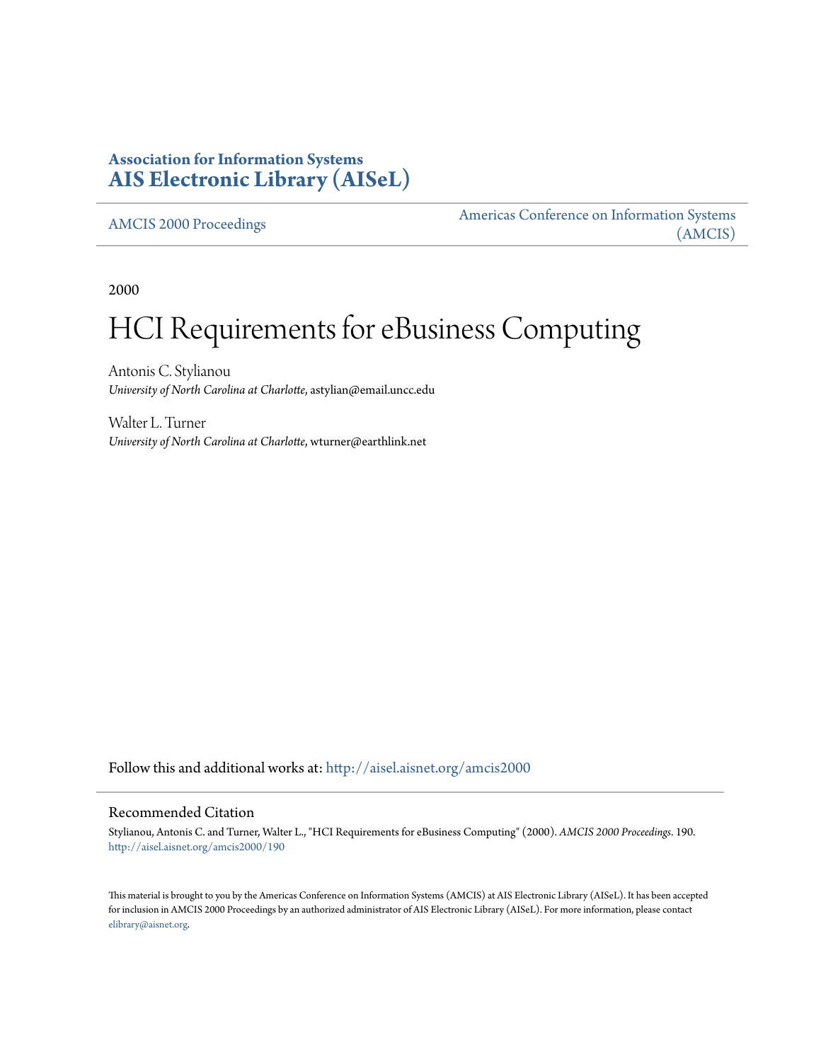# Association for Information Systems
# AIS Electronic Library (AISeL)

AMCIS 2000 Proceedings

Americas Conference on Information Systems (AMCIS)

2000

# HCI Requirements for eBusiness Computing

Antonis C. Stylianou
*University of North Carolina at Charlotte*, astylian@email.uncc.edu

Walter L. Turner
*University of North Carolina at Charlotte*, wturner@earthlink.net

Follow this and additional works at: http://aisel.aisnet.org/amcis2000

## Recommended Citation

Stylianou, Antonis C. and Turner, Walter L., "HCI Requirements for eBusiness Computing" (2000). *AMCIS 2000 Proceedings*. 190.
http://aisel.aisnet.org/amcis2000/190

This material is brought to you by the Americas Conference on Information Systems (AMCIS) at AIS Electronic Library (AISeL). It has been accepted for inclusion in AMCIS 2000 Proceedings by an authorized administrator of AIS Electronic Library (AISeL). For more information, please contact elibrary@aisnet.org.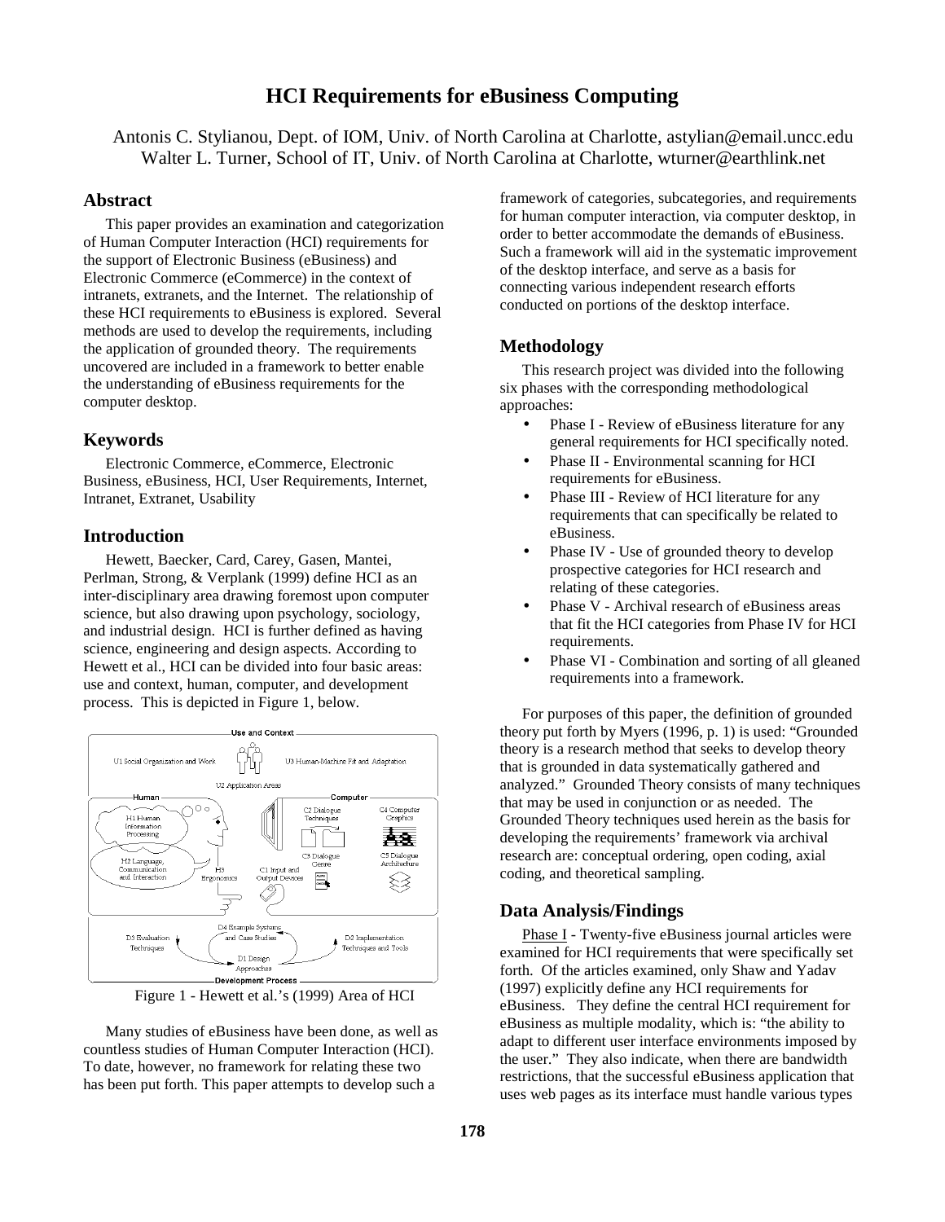# HCI Requirements for eBusiness Computing

Antonis C. Stylianou, Dept. of IOM, Univ. of North Carolina at Charlotte, astylian@email.uncc.edu
Walter L. Turner, School of IT, Univ. of North Carolina at Charlotte, wturner@earthlink.net

## Abstract

This paper provides an examination and categorization of Human Computer Interaction (HCI) requirements for the support of Electronic Business (eBusiness) and Electronic Commerce (eCommerce) in the context of intranets, extranets, and the Internet. The relationship of these HCI requirements to eBusiness is explored. Several methods are used to develop the requirements, including the application of grounded theory. The requirements uncovered are included in a framework to better enable the understanding of eBusiness requirements for the computer desktop.

## Keywords

Electronic Commerce, eCommerce, Electronic Business, eBusiness, HCI, User Requirements, Internet, Intranet, Extranet, Usability

## Introduction

Hewett, Baecker, Card, Carey, Gasen, Mantei, Perlman, Strong, & Verplank (1999) define HCI as an inter-disciplinary area drawing foremost upon computer science, but also drawing upon psychology, sociology, and industrial design. HCI is further defined as having science, engineering and design aspects. According to Hewett et al., HCI can be divided into four basic areas: use and context, human, computer, and development process. This is depicted in Figure 1, below.

Figure 1 - Hewett et al.'s (1999) Area of HCI

Many studies of eBusiness have been done, as well as countless studies of Human Computer Interaction (HCI). To date, however, no framework for relating these two has been put forth. This paper attempts to develop such a framework of categories, subcategories, and requirements for human computer interaction, via computer desktop, in order to better accommodate the demands of eBusiness. Such a framework will aid in the systematic improvement of the desktop interface, and serve as a basis for connecting various independent research efforts conducted on portions of the desktop interface.

## Methodology

This research project was divided into the following six phases with the corresponding methodological approaches:

- Phase I - Review of eBusiness literature for any general requirements for HCI specifically noted.
- Phase II - Environmental scanning for HCI requirements for eBusiness.
- Phase III - Review of HCI literature for any requirements that can specifically be related to eBusiness.
- Phase IV - Use of grounded theory to develop prospective categories for HCI research and relating of these categories.
- Phase V - Archival research of eBusiness areas that fit the HCI categories from Phase IV for HCI requirements.
- Phase VI - Combination and sorting of all gleaned requirements into a framework.

For purposes of this paper, the definition of grounded theory put forth by Myers (1996, p. 1) is used: "Grounded theory is a research method that seeks to develop theory that is grounded in data systematically gathered and analyzed." Grounded Theory consists of many techniques that may be used in conjunction or as needed. The Grounded Theory techniques used herein as the basis for developing the requirements' framework via archival research are: conceptual ordering, open coding, axial coding, and theoretical sampling.

## Data Analysis/Findings

Phase I - Twenty-five eBusiness journal articles were examined for HCI requirements that were specifically set forth. Of the articles examined, only Shaw and Yadav (1997) explicitly define any HCI requirements for eBusiness. They define the central HCI requirement for eBusiness as multiple modality, which is: "the ability to adapt to different user interface environments imposed by the user." They also indicate, when there are bandwidth restrictions, that the successful eBusiness application that uses web pages as its interface must handle various types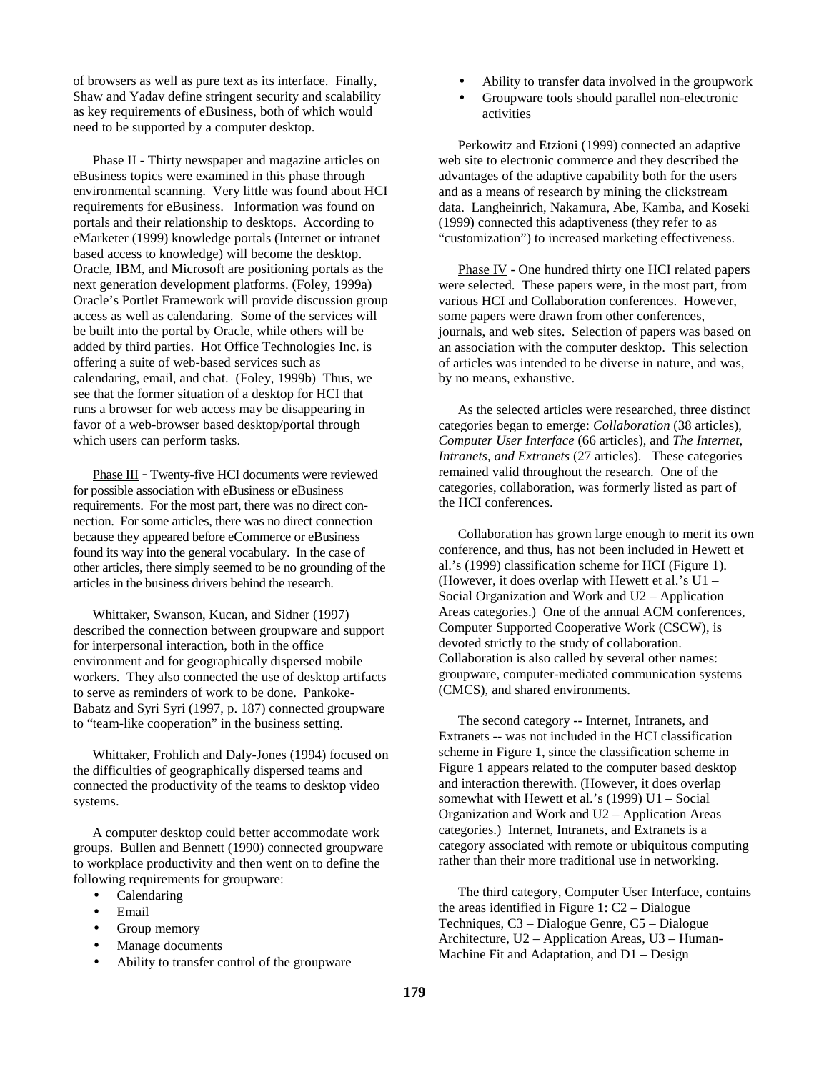of browsers as well as pure text as its interface. Finally, Shaw and Yadav define stringent security and scalability as key requirements of eBusiness, both of which would need to be supported by a computer desktop.

Phase II - Thirty newspaper and magazine articles on eBusiness topics were examined in this phase through environmental scanning. Very little was found about HCI requirements for eBusiness. Information was found on portals and their relationship to desktops. According to eMarketer (1999) knowledge portals (Internet or intranet based access to knowledge) will become the desktop. Oracle, IBM, and Microsoft are positioning portals as the next generation development platforms. (Foley, 1999a) Oracle's Portlet Framework will provide discussion group access as well as calendaring. Some of the services will be built into the portal by Oracle, while others will be added by third parties. Hot Office Technologies Inc. is offering a suite of web-based services such as calendaring, email, and chat. (Foley, 1999b) Thus, we see that the former situation of a desktop for HCI that runs a browser for web access may be disappearing in favor of a web-browser based desktop/portal through which users can perform tasks.

Phase III - Twenty-five HCI documents were reviewed for possible association with eBusiness or eBusiness requirements. For the most part, there was no direct connection. For some articles, there was no direct connection because they appeared before eCommerce or eBusiness found its way into the general vocabulary. In the case of other articles, there simply seemed to be no grounding of the articles in the business drivers behind the research.

Whittaker, Swanson, Kucan, and Sidner (1997) described the connection between groupware and support for interpersonal interaction, both in the office environment and for geographically dispersed mobile workers. They also connected the use of desktop artifacts to serve as reminders of work to be done. Pankoke-Babatz and Syri Syri (1997, p. 187) connected groupware to "team-like cooperation" in the business setting.

Whittaker, Frohlich and Daly-Jones (1994) focused on the difficulties of geographically dispersed teams and connected the productivity of the teams to desktop video systems.

A computer desktop could better accommodate work groups. Bullen and Bennett (1990) connected groupware to workplace productivity and then went on to define the following requirements for groupware:

- Calendaring
- Email
- Group memory
- Manage documents
- Ability to transfer control of the groupware
- Ability to transfer data involved in the groupwork
- Groupware tools should parallel non-electronic activities

Perkowitz and Etzioni (1999) connected an adaptive web site to electronic commerce and they described the advantages of the adaptive capability both for the users and as a means of research by mining the clickstream data. Langheinrich, Nakamura, Abe, Kamba, and Koseki (1999) connected this adaptiveness (they refer to as "customization") to increased marketing effectiveness.

Phase IV - One hundred thirty one HCI related papers were selected. These papers were, in the most part, from various HCI and Collaboration conferences. However, some papers were drawn from other conferences, journals, and web sites. Selection of papers was based on an association with the computer desktop. This selection of articles was intended to be diverse in nature, and was, by no means, exhaustive.

As the selected articles were researched, three distinct categories began to emerge: *Collaboration* (38 articles), *Computer User Interface* (66 articles), and *The Internet, Intranets, and Extranets* (27 articles). These categories remained valid throughout the research. One of the categories, collaboration, was formerly listed as part of the HCI conferences.

Collaboration has grown large enough to merit its own conference, and thus, has not been included in Hewett et al.'s (1999) classification scheme for HCI (Figure 1). (However, it does overlap with Hewett et al.'s U1 – Social Organization and Work and U2 – Application Areas categories.) One of the annual ACM conferences, Computer Supported Cooperative Work (CSCW), is devoted strictly to the study of collaboration. Collaboration is also called by several other names: groupware, computer-mediated communication systems (CMCS), and shared environments.

The second category -- Internet, Intranets, and Extranets -- was not included in the HCI classification scheme in Figure 1, since the classification scheme in Figure 1 appears related to the computer based desktop and interaction therewith. (However, it does overlap somewhat with Hewett et al.'s (1999) U1 – Social Organization and Work and U2 – Application Areas categories.) Internet, Intranets, and Extranets is a category associated with remote or ubiquitous computing rather than their more traditional use in networking.

The third category, Computer User Interface, contains the areas identified in Figure 1: C2 – Dialogue Techniques, C3 – Dialogue Genre, C5 – Dialogue Architecture, U2 – Application Areas, U3 – Human-Machine Fit and Adaptation, and D1 – Design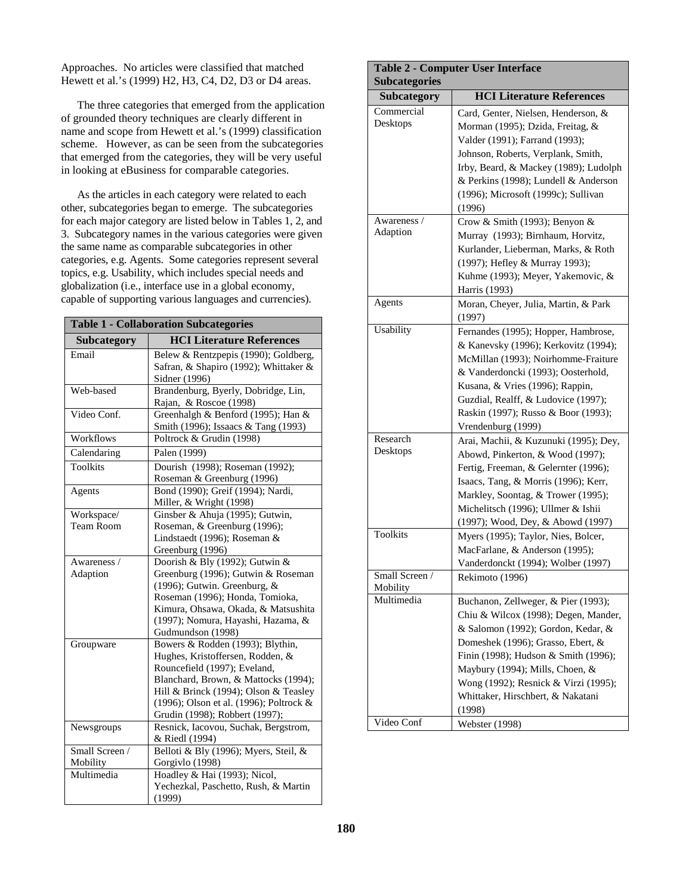Approaches. No articles were classified that matched Hewett et al.'s (1999) H2, H3, C4, D2, D3 or D4 areas.

The three categories that emerged from the application of grounded theory techniques are clearly different in name and scope from Hewett et al.'s (1999) classification scheme. However, as can be seen from the subcategories that emerged from the categories, they will be very useful in looking at eBusiness for comparable categories.

As the articles in each category were related to each other, subcategories began to emerge. The subcategories for each major category are listed below in Tables 1, 2, and 3. Subcategory names in the various categories were given the same name as comparable subcategories in other categories, e.g. Agents. Some categories represent several topics, e.g. Usability, which includes special needs and globalization (i.e., interface use in a global economy, capable of supporting various languages and currencies).

**Table 1 - Collaboration Subcategories**

| Subcategory | HCI Literature References |
|---|---|
| Email | Belew & Rentzpepis (1990); Goldberg, Safran, & Shapiro (1992); Whittaker & Sidner (1996) |
| Web-based | Brandenburg, Byerly, Dobridge, Lin, Rajan, & Roscoe (1998) |
| Video Conf. | Greenhalgh & Benford (1995); Han & Smith (1996); Issaacs & Tang (1993) |
| Workflows | Poltrock & Grudin (1998) |
| Calendaring | Palen (1999) |
| Toolkits | Dourish (1998); Roseman (1992); Roseman & Greenburg (1996) |
| Agents | Bond (1990); Greif (1994); Nardi, Miller, & Wright (1998) |
| Workspace/ Team Room | Ginsber & Ahuja (1995); Gutwin, Roseman, & Greenburg (1996); Lindstaedt (1996); Roseman & Greenburg (1996) |
| Awareness / Adaption | Doorish & Bly (1992); Gutwin & Greenburg (1996); Gutwin & Roseman (1996); Gutwin. Greenburg, & Roseman (1996); Honda, Tomioka, Kimura, Ohsawa, Okada, & Matsushita (1997); Nomura, Hayashi, Hazama, & Gudmundson (1998) |
| Groupware | Bowers & Rodden (1993); Blythin, Hughes, Kristoffersen, Rodden, & Rouncefield (1997); Eveland, Blanchard, Brown, & Mattocks (1994); Hill & Brinck (1994); Olson & Teasley (1996); Olson et al. (1996); Poltrock & Grudin (1998); Robbert (1997); |
| Newsgroups | Resnick, Iacovou, Suchak, Bergstrom, & Riedl (1994) |
| Small Screen / Mobility | Belloti & Bly (1996); Myers, Steil, & Gorgivlo (1998) |
| Multimedia | Hoadley & Hai (1993); Nicol, Yechezkal, Paschetto, Rush, & Martin (1999) |

**Table 2 - Computer User Interface Subcategories**

| Subcategory | HCI Literature References |
|---|---|
| Commercial Desktops | Card, Genter, Nielsen, Henderson, & Morman (1995); Dzida, Freitag, & Valder (1991); Farrand (1993); Johnson, Roberts, Verplank, Smith, Irby, Beard, & Mackey (1989); Ludolph & Perkins (1998); Lundell & Anderson (1996); Microsoft (1999c); Sullivan (1996) |
| Awareness / Adaption | Crow & Smith (1993); Benyon & Murray (1993); Birnhaum, Horvitz, Kurlander, Lieberman, Marks, & Roth (1997); Hefley & Murray 1993); Kuhme (1993); Meyer, Yakemovic, & Harris (1993) |
| Agents | Moran, Cheyer, Julia, Martin, & Park (1997) |
| Usability | Fernandes (1995); Hopper, Hambrose, & Kanevsky (1996); Kerkovitz (1994); McMillan (1993); Noirhomme-Fraiture & Vanderdoncki (1993); Oosterhold, Kusana, & Vries (1996); Rappin, Guzdial, Realff, & Ludovice (1997); Raskin (1997); Russo & Boor (1993); Vrendenburg (1999) |
| Research Desktops | Arai, Machii, & Kuzunuki (1995); Dey, Abowd, Pinkerton, & Wood (1997); Fertig, Freeman, & Gelernter (1996); Isaacs, Tang, & Morris (1996); Kerr, Markley, Soontag, & Trower (1995); Michelitsch (1996); Ullmer & Ishii (1997); Wood, Dey, & Abowd (1997) |
| Toolkits | Myers (1995); Taylor, Nies, Bolcer, MacFarlane, & Anderson (1995); Vanderdonckt (1994); Wolber (1997) |
| Small Screen / Mobility | Rekimoto (1996) |
| Multimedia | Buchanon, Zellweger, & Pier (1993); Chiu & Wilcox (1998); Degen, Mander, & Salomon (1992); Gordon, Kedar, & Domeshek (1996); Grasso, Ebert, & Finin (1998); Hudson & Smith (1996); Maybury (1994); Mills, Choen, & Wong (1992); Resnick & Virzi (1995); Whittaker, Hirschbert, & Nakatani (1998) |
| Video Conf | Webster (1998) |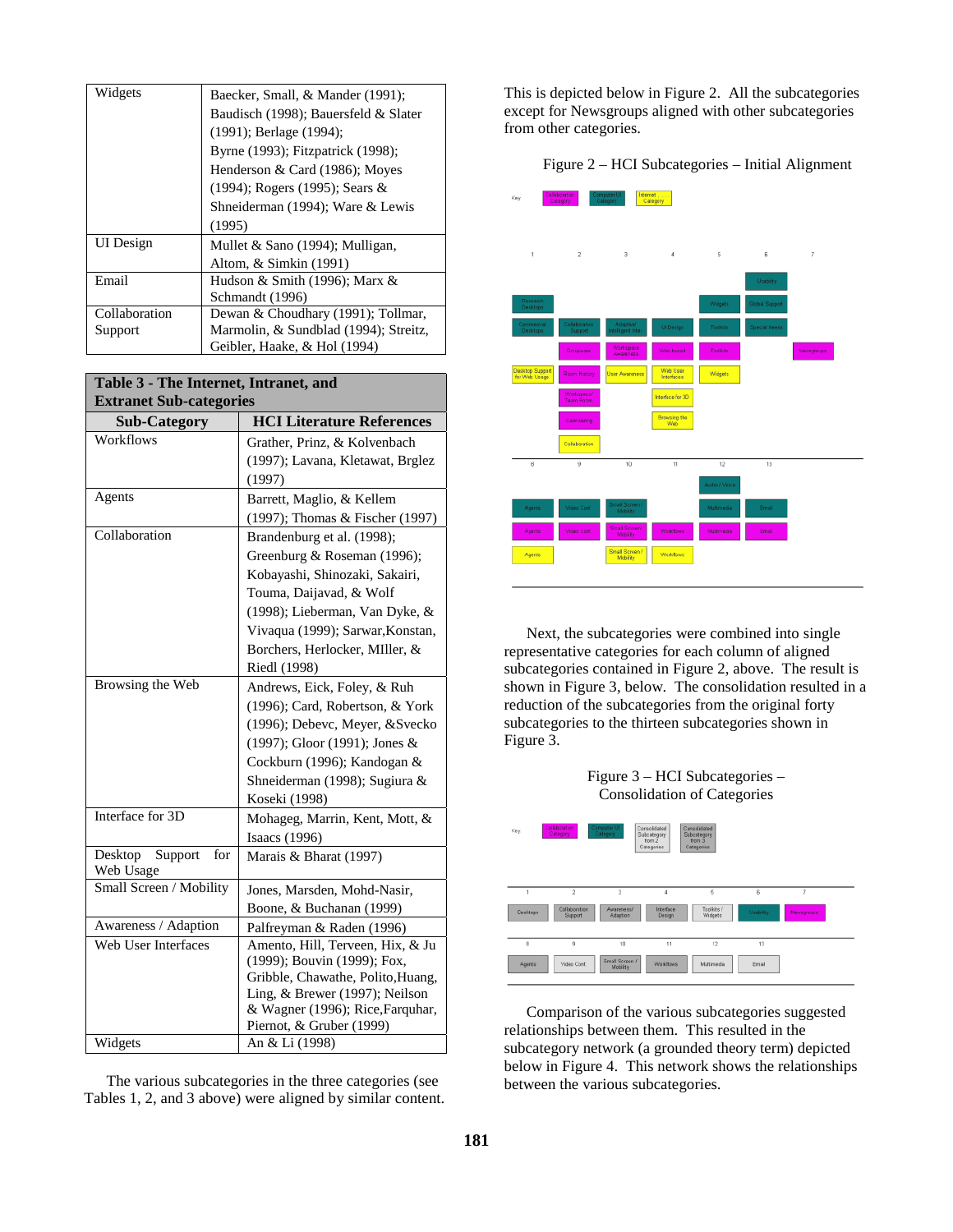| | |
|---|---|
| Widgets | Baecker, Small, & Mander (1991); Baudisch (1998); Bauersfeld & Slater (1991); Berlage (1994); Byrne (1993); Fitzpatrick (1998); Henderson & Card (1986); Moyes (1994); Rogers (1995); Sears & Shneiderman (1994); Ware & Lewis (1995) |
| UI Design | Mullet & Sano (1994); Mulligan, Altom, & Simkin (1991) |
| Email | Hudson & Smith (1996); Marx & Schmandt (1996) |
| Collaboration Support | Dewan & Choudhary (1991); Tollmar, Marmolin, & Sundblad (1994); Streitz, Geibler, Haake, & Hol (1994) |

**Table 3 - The Internet, Intranet, and Extranet Sub-categories**

| Sub-Category | HCI Literature References |
|---|---|
| Workflows | Grather, Prinz, & Kolvenbach (1997); Lavana, Kletawat, Brglez (1997) |
| Agents | Barrett, Maglio, & Kellem (1997); Thomas & Fischer (1997) |
| Collaboration | Brandenburg et al. (1998); Greenburg & Roseman (1996); Kobayashi, Shinozaki, Sakairi, Touma, Daijavad, & Wolf (1998); Lieberman, Van Dyke, & Vivaqua (1999); Sarwar,Konstan, Borchers, Herlocker, MIller, & Riedl (1998) |
| Browsing the Web | Andrews, Eick, Foley, & Ruh (1996); Card, Robertson, & York (1996); Debevc, Meyer, &Svecko (1997); Gloor (1991); Jones & Cockburn (1996); Kandogan & Shneiderman (1998); Sugiura & Koseki (1998) |
| Interface for 3D | Mohageg, Marrin, Kent, Mott, & Isaacs (1996) |
| Desktop Support for Web Usage | Marais & Bharat (1997) |
| Small Screen / Mobility | Jones, Marsden, Mohd-Nasir, Boone, & Buchanan (1999) |
| Awareness / Adaption | Palfreyman & Raden (1996) |
| Web User Interfaces | Amento, Hill, Terveen, Hix, & Ju (1999); Bouvin (1999); Fox, Gribble, Chawathe, Polito,Huang, Ling, & Brewer (1997); Neilson & Wagner (1996); Rice,Farquhar, Piernot, & Gruber (1999) |
| Widgets | An & Li (1998) |

The various subcategories in the three categories (see Tables 1, 2, and 3 above) were aligned by similar content. This is depicted below in Figure 2. All the subcategories except for Newsgroups aligned with other subcategories from other categories.

Figure 2 – HCI Subcategories – Initial Alignment

Next, the subcategories were combined into single representative categories for each column of aligned subcategories contained in Figure 2, above. The result is shown in Figure 3, below. The consolidation resulted in a reduction of the subcategories from the original forty subcategories to the thirteen subcategories shown in Figure 3.

Figure 3 – HCI Subcategories – Consolidation of Categories

Comparison of the various subcategories suggested relationships between them. This resulted in the subcategory network (a grounded theory term) depicted below in Figure 4. This network shows the relationships between the various subcategories.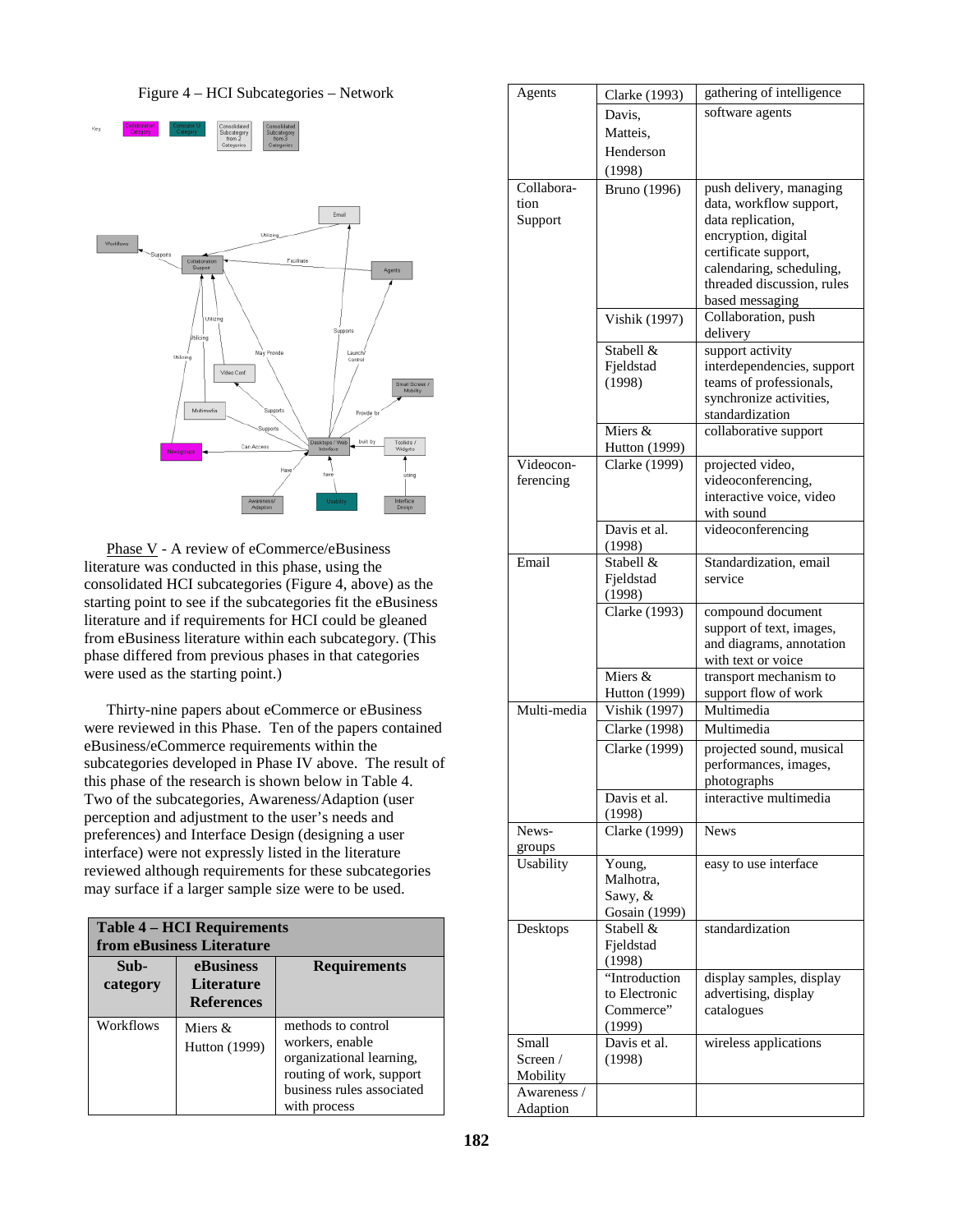Figure 4 – HCI Subcategories – Network

Phase V - A review of eCommerce/eBusiness literature was conducted in this phase, using the consolidated HCI subcategories (Figure 4, above) as the starting point to see if the subcategories fit the eBusiness literature and if requirements for HCI could be gleaned from eBusiness literature within each subcategory. (This phase differed from previous phases in that categories were used as the starting point.)

Thirty-nine papers about eCommerce or eBusiness were reviewed in this Phase. Ten of the papers contained eBusiness/eCommerce requirements within the subcategories developed in Phase IV above. The result of this phase of the research is shown below in Table 4. Two of the subcategories, Awareness/Adaption (user perception and adjustment to the user's needs and preferences) and Interface Design (designing a user interface) were not expressly listed in the literature reviewed although requirements for these subcategories may surface if a larger sample size were to be used.

**Table 4 – HCI Requirements from eBusiness Literature**

| Sub-category | eBusiness Literature References | Requirements |
|---|---|---|
| Workflows | Miers & Hutton (1999) | methods to control workers, enable organizational learning, routing of work, support business rules associated with process |
| Agents | Clarke (1993) | gathering of intelligence |
| | Davis, Matteis, Henderson (1998) | software agents |
| Collaboration Support | Bruno (1996) | push delivery, managing data, workflow support, data replication, encryption, digital certificate support, calendaring, scheduling, threaded discussion, rules based messaging |
| | Vishik (1997) | Collaboration, push delivery |
| | Stabell & Fjeldstad (1998) | support activity interdependencies, support teams of professionals, synchronize activities, standardization |
| | Miers & Hutton (1999) | collaborative support |
| Videoconferencing | Clarke (1999) | projected video, videoconferencing, interactive voice, video with sound |
| | Davis et al. (1998) | videoconferencing |
| Email | Stabell & Fjeldstad (1998) | Standardization, email service |
| | Clarke (1993) | compound document support of text, images, and diagrams, annotation with text or voice |
| | Miers & Hutton (1999) | transport mechanism to support flow of work |
| Multi-media | Vishik (1997) | Multimedia |
| | Clarke (1998) | Multimedia |
| | Clarke (1999) | projected sound, musical performances, images, photographs |
| | Davis et al. (1998) | interactive multimedia |
| News-groups | Clarke (1999) | News |
| Usability | Young, Malhotra, Sawy, & Gosain (1999) | easy to use interface |
| Desktops | Stabell & Fjeldstad (1998) | standardization |
| | "Introduction to Electronic Commerce" (1999) | display samples, display advertising, display catalogues |
| Small Screen / Mobility | Davis et al. (1998) | wireless applications |
| Awareness / Adaption | | |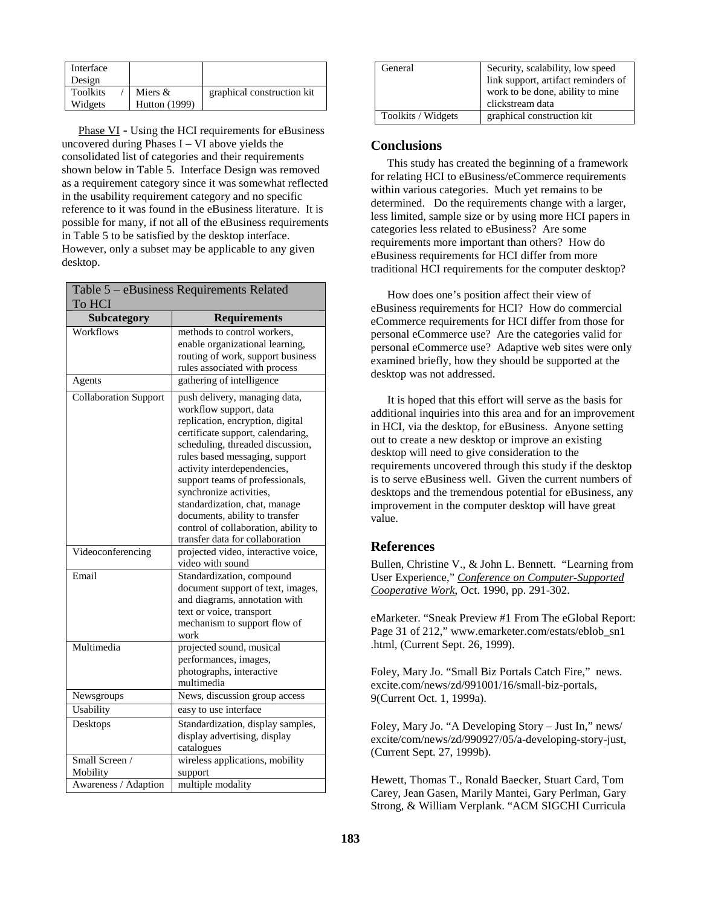| Interface Design | | |
|---|---|---|
| Toolkits / Widgets | Miers & Hutton (1999) | graphical construction kit |

Phase VI - Using the HCI requirements for eBusiness uncovered during Phases I – VI above yields the consolidated list of categories and their requirements shown below in Table 5. Interface Design was removed as a requirement category since it was somewhat reflected in the usability requirement category and no specific reference to it was found in the eBusiness literature. It is possible for many, if not all of the eBusiness requirements in Table 5 to be satisfied by the desktop interface. However, only a subset may be applicable to any given desktop.

Table 5 – eBusiness Requirements Related To HCI

| Subcategory | Requirements |
|---|---|
| Workflows | methods to control workers, enable organizational learning, routing of work, support business rules associated with process |
| Agents | gathering of intelligence |
| Collaboration Support | push delivery, managing data, workflow support, data replication, encryption, digital certificate support, calendaring, scheduling, threaded discussion, rules based messaging, support activity interdependencies, support teams of professionals, synchronize activities, standardization, chat, manage documents, ability to transfer control of collaboration, ability to transfer data for collaboration |
| Videoconferencing | projected video, interactive voice, video with sound |
| Email | Standardization, compound document support of text, images, and diagrams, annotation with text or voice, transport mechanism to support flow of work |
| Multimedia | projected sound, musical performances, images, photographs, interactive multimedia |
| Newsgroups | News, discussion group access |
| Usability | easy to use interface |
| Desktops | Standardization, display samples, display advertising, display catalogues |
| Small Screen / Mobility | wireless applications, mobility support |
| Awareness / Adaption | multiple modality |
| General | Security, scalability, low speed link support, artifact reminders of work to be done, ability to mine clickstream data |
| Toolkits / Widgets | graphical construction kit |

## Conclusions

This study has created the beginning of a framework for relating HCI to eBusiness/eCommerce requirements within various categories. Much yet remains to be determined. Do the requirements change with a larger, less limited, sample size or by using more HCI papers in categories less related to eBusiness? Are some requirements more important than others? How do eBusiness requirements for HCI differ from more traditional HCI requirements for the computer desktop?

How does one's position affect their view of eBusiness requirements for HCI? How do commercial eCommerce requirements for HCI differ from those for personal eCommerce use? Are the categories valid for personal eCommerce use? Adaptive web sites were only examined briefly, how they should be supported at the desktop was not addressed.

It is hoped that this effort will serve as the basis for additional inquiries into this area and for an improvement in HCI, via the desktop, for eBusiness. Anyone setting out to create a new desktop or improve an existing desktop will need to give consideration to the requirements uncovered through this study if the desktop is to serve eBusiness well. Given the current numbers of desktops and the tremendous potential for eBusiness, any improvement in the computer desktop will have great value.

## References

Bullen, Christine V., & John L. Bennett. "Learning from User Experience," *Conference on Computer-Supported Cooperative Work*, Oct. 1990, pp. 291-302.

eMarketer. "Sneak Preview #1 From The eGlobal Report: Page 31 of 212," www.emarketer.com/estats/eblob_sn1 .html, (Current Sept. 26, 1999).

Foley, Mary Jo. "Small Biz Portals Catch Fire," news. excite.com/news/zd/991001/16/small-biz-portals, 9(Current Oct. 1, 1999a).

Foley, Mary Jo. "A Developing Story – Just In," news/ excite/com/news/zd/990927/05/a-developing-story-just, (Current Sept. 27, 1999b).

Hewett, Thomas T., Ronald Baecker, Stuart Card, Tom Carey, Jean Gasen, Marily Mantei, Gary Perlman, Gary Strong, & William Verplank. "ACM SIGCHI Curricula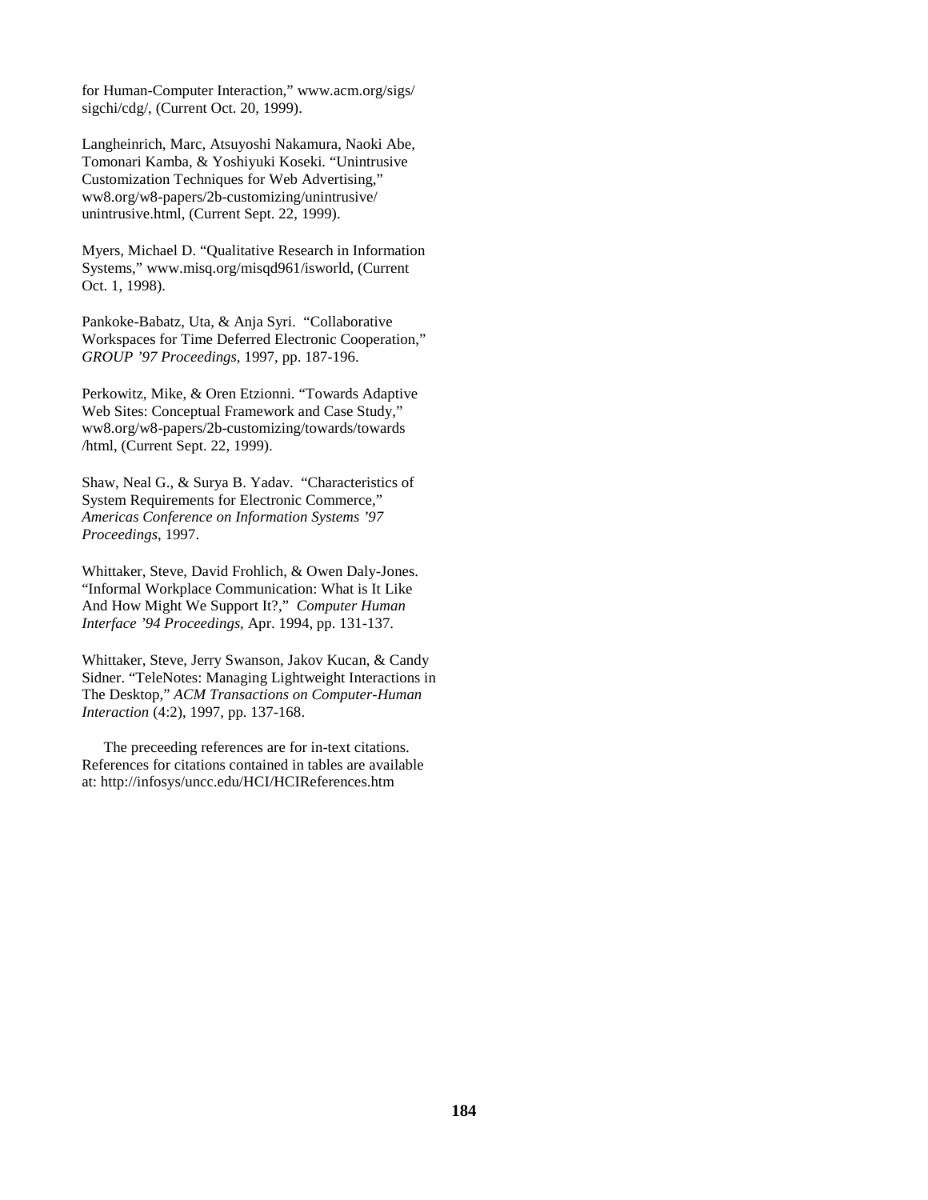for Human-Computer Interaction," www.acm.org/sigs/sigchi/cdg/, (Current Oct. 20, 1999).

Langheinrich, Marc, Atsuyoshi Nakamura, Naoki Abe, Tomonari Kamba, & Yoshiyuki Koseki. "Unintrusive Customization Techniques for Web Advertising," ww8.org/w8-papers/2b-customizing/unintrusive/unintrusive.html, (Current Sept. 22, 1999).

Myers, Michael D. "Qualitative Research in Information Systems," www.misq.org/misqd961/isworld, (Current Oct. 1, 1998).

Pankoke-Babatz, Uta, & Anja Syri. "Collaborative Workspaces for Time Deferred Electronic Cooperation," *GROUP '97 Proceedings*, 1997, pp. 187-196.

Perkowitz, Mike, & Oren Etzionni. "Towards Adaptive Web Sites: Conceptual Framework and Case Study," ww8.org/w8-papers/2b-customizing/towards/towards/html, (Current Sept. 22, 1999).

Shaw, Neal G., & Surya B. Yadav. "Characteristics of System Requirements for Electronic Commerce," *Americas Conference on Information Systems '97 Proceedings*, 1997.

Whittaker, Steve, David Frohlich, & Owen Daly-Jones. "Informal Workplace Communication: What is It Like And How Might We Support It?," *Computer Human Interface '94 Proceedings*, Apr. 1994, pp. 131-137.

Whittaker, Steve, Jerry Swanson, Jakov Kucan, & Candy Sidner. "TeleNotes: Managing Lightweight Interactions in The Desktop," *ACM Transactions on Computer-Human Interaction* (4:2), 1997, pp. 137-168.

The preceeding references are for in-text citations. References for citations contained in tables are available at: http://infosys/uncc.edu/HCI/HCIReferences.htm